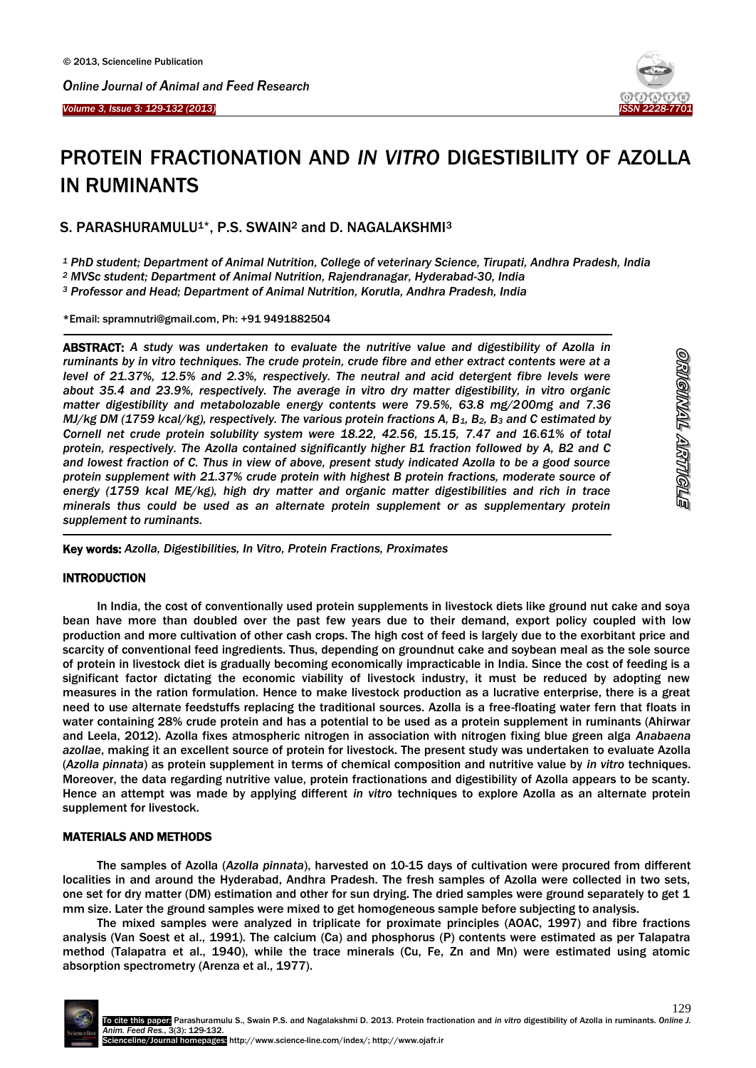# PROTEIN FRACTIONATION AND *IN VITRO* DIGESTIBILITY OF AZOLLA IN RUMINANTS

S. PARASHURAMULU[1]*, P.S. SWAIN[2] and D. NAGALAKSHMI[3]

*[1] PhD student; Department of Animal Nutrition, College of veterinary Science, Tirupati, Andhra Pradesh, India*
*[2] MVSc student; Department of Animal Nutrition, Rajendranagar, Hyderabad-30, India*
*[3] Professor and Head; Department of Animal Nutrition, Korutla, Andhra Pradesh, India*

*Email: spramnutri@gmail.com, Ph: +91 9491882504

**ABSTRACT:** *A study was undertaken to evaluate the nutritive value and digestibility of Azolla in ruminants by in vitro techniques. The crude protein, crude fibre and ether extract contents were at a level of 21.37%, 12.5% and 2.3%, respectively. The neutral and acid detergent fibre levels were about 35.4 and 23.9%, respectively. The average in vitro dry matter digestibility, in vitro organic matter digestibility and metabolozable energy contents were 79.5%, 63.8 mg/200mg and 7.36 MJ/kg DM (1759 kcal/kg), respectively. The various protein fractions A, $B_1$, $B_2$, $B_3$ and C estimated by Cornell net crude protein solubility system were 18.22, 42.56, 15.15, 7.47 and 16.61% of total protein, respectively. The Azolla contained significantly higher B1 fraction followed by A, B2 and C and lowest fraction of C. Thus in view of above, present study indicated Azolla to be a good source protein supplement with 21.37% crude protein with highest B protein fractions, moderate source of energy (1759 kcal ME/kg), high dry matter and organic matter digestibilities and rich in trace minerals thus could be used as an alternate protein supplement or as supplementary protein supplement to ruminants.*

ORIGINAL ARTICLE

**Key words:** *Azolla, Digestibilities, In Vitro, Protein Fractions, Proximates*

## INTRODUCTION

In India, the cost of conventionally used protein supplements in livestock diets like ground nut cake and soya bean have more than doubled over the past few years due to their demand, export policy coupled with low production and more cultivation of other cash crops. The high cost of feed is largely due to the exorbitant price and scarcity of conventional feed ingredients. Thus, depending on groundnut cake and soybean meal as the sole source of protein in livestock diet is gradually becoming economically impracticable in India. Since the cost of feeding is a significant factor dictating the economic viability of livestock industry, it must be reduced by adopting new measures in the ration formulation. Hence to make livestock production as a lucrative enterprise, there is a great need to use alternate feedstuffs replacing the traditional sources. Azolla is a free-floating water fern that floats in water containing 28% crude protein and has a potential to be used as a protein supplement in ruminants (Ahirwar and Leela, 2012). Azolla fixes atmospheric nitrogen in association with nitrogen fixing blue green alga *Anabaena azollae*, making it an excellent source of protein for livestock. The present study was undertaken to evaluate Azolla (*Azolla pinnata*) as protein supplement in terms of chemical composition and nutritive value by *in vitro* techniques. Moreover, the data regarding nutritive value, protein fractionations and digestibility of Azolla appears to be scanty. Hence an attempt was made by applying different *in vitro* techniques to explore Azolla as an alternate protein supplement for livestock.

## MATERIALS AND METHODS

The samples of Azolla (*Azolla pinnata*), harvested on 10-15 days of cultivation were procured from different localities in and around the Hyderabad, Andhra Pradesh. The fresh samples of Azolla were collected in two sets, one set for dry matter (DM) estimation and other for sun drying. The dried samples were ground separately to get 1 mm size. Later the ground samples were mixed to get homogeneous sample before subjecting to analysis.

The mixed samples were analyzed in triplicate for proximate principles (AOAC, 1997) and fibre fractions analysis (Van Soest et al., 1991). The calcium (Ca) and phosphorus (P) contents were estimated as per Talapatra method (Talapatra et al., 1940), while the trace minerals (Cu, Fe, Zn and Mn) were estimated using atomic absorption spectrometry (Arenza et al., 1977).

To cite this paper: Parashuramulu S., Swain P.S. and Nagalakshmi D. 2013. Protein fractionation and *in vitro* digestibility of Azolla in ruminants. *Online J. Anim. Feed Res.*, 3(3): 129-132.
Scienceline/Journal homepages: http://www.science-line.com/index/; http://www.ojafr.ir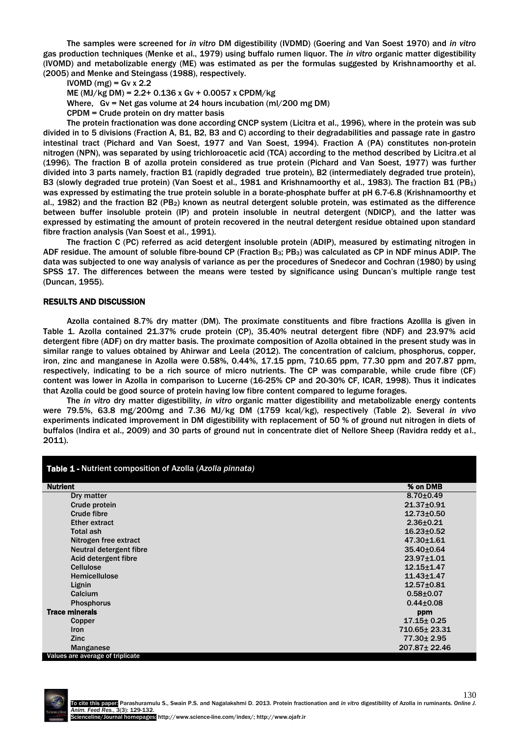The samples were screened for *in vitro* DM digestibility (IVDMD) (Goering and Van Soest 1970) and *in vitro* gas production techniques (Menke et al., 1979) using buffalo rumen liquor. The *in vitro* organic matter digestibility (IVOMD) and metabolizable energy (ME) was estimated as per the formulas suggested by Krishnamoorthy et al. (2005) and Menke and Steingass (1988), respectively.

IVOMD (mg) = Gv x 2.2

ME (MJ/kg DM) = 2.2+ 0.136 x Gv + 0.0057 x CPDM/kg

Where, Gv = Net gas volume at 24 hours incubation (ml/200 mg DM)

CPDM = Crude protein on dry matter basis

The protein fractionation was done according CNCP system (Licitra et al., 1996), where in the protein was sub divided in to 5 divisions (Fraction A, B1, B2, B3 and C) according to their degradabilities and passage rate in gastro intestinal tract (Pichard and Van Soest, 1977 and Van Soest, 1994). Fraction A (PA) constitutes non-protein nitrogen (NPN), was separated by using trichloroacetic acid (TCA) according to the method described by Licitra.et al (1996). The fraction B of azolla protein considered as true protein (Pichard and Van Soest, 1977) was further divided into 3 parts namely, fraction B1 (rapidly degraded true protein), B2 (intermediately degraded true protein), B3 (slowly degraded true protein) (Van Soest et al., 1981 and Krishnamoorthy et al., 1983). The fraction B1 ($PB_1$) was expressed by estimating the true protein soluble in a borate-phosphate buffer at pH 6.7-6.8 (Krishnamoorthy et al., 1982) and the fraction B2 ($PB_2$) known as neutral detergent soluble protein, was estimated as the difference between buffer insoluble protein (IP) and protein insoluble in neutral detergent (NDICP), and the latter was expressed by estimating the amount of protein recovered in the neutral detergent residue obtained upon standard fibre fraction analysis (Van Soest et al., 1991).

The fraction C (PC) referred as acid detergent insoluble protein (ADIP), measured by estimating nitrogen in ADF residue. The amount of soluble fibre-bound CP (Fraction $B_3$; $PB_3$) was calculated as CP in NDF minus ADIP. The data was subjected to one way analysis of variance as per the procedures of Snedecor and Cochran (1980) by using SPSS 17. The differences between the means were tested by significance using Duncan's multiple range test (Duncan, 1955).

## RESULTS AND DISCUSSION

Azolla contained 8.7% dry matter (DM). The proximate constituents and fibre fractions Azollla is given in Table 1. Azolla contained 21.37% crude protein (CP), 35.40% neutral detergent fibre (NDF) and 23.97% acid detergent fibre (ADF) on dry matter basis. The proximate composition of Azolla obtained in the present study was in similar range to values obtained by Ahirwar and Leela (2012). The concentration of calcium, phosphorus, copper, iron, zinc and manganese in Azolla were 0.58%, 0.44%, 17.15 ppm, 710.65 ppm, 77.30 ppm and 207.87 ppm, respectively, indicating to be a rich source of micro nutrients. The CP was comparable, while crude fibre (CF) content was lower in Azolla in comparison to Lucerne (16-25% CP and 20-30% CF, ICAR, 1998). Thus it indicates that Azolla could be good source of protein having low fibre content compared to legume forages.

The *in vitro* dry matter digestibility, *in vitro* organic matter digestibility and metabolizable energy contents were 79.5%, 63.8 mg/200mg and 7.36 MJ/kg DM (1759 kcal/kg), respectively (Table 2). Several *in vivo* experiments indicated improvement in DM digestibility with replacement of 50 % of ground nut nitrogen in diets of buffalos (Indira et al., 2009) and 30 parts of ground nut in concentrate diet of Nellore Sheep (Ravidra reddy et al., 2011).

**Table 1 -** Nutrient composition of Azolla (*Azolla pinnata*)

| Nutrient | % on DMB |
|---|---|
| Dry matter | 8.70±0.49 |
| Crude protein | 21.37±0.91 |
| Crude fibre | 12.73±0.50 |
| Ether extract | 2.36±0.21 |
| Total ash | 16.23±0.52 |
| Nitrogen free extract | 47.30±1.61 |
| Neutral detergent fibre | 35.40±0.64 |
| Acid detergent fibre | 23.97±1.01 |
| Cellulose | 12.15±1.47 |
| Hemicellulose | 11.43±1.47 |
| Lignin | 12.57±0.81 |
| Calcium | 0.58±0.07 |
| Phosphorus | 0.44±0.08 |
| **Trace minerals** | **ppm** |
| Copper | 17.15± 0.25 |
| Iron | 710.65± 23.31 |
| Zinc | 77.30± 2.95 |
| Manganese | 207.87± 22.46 |

Values are average of triplicate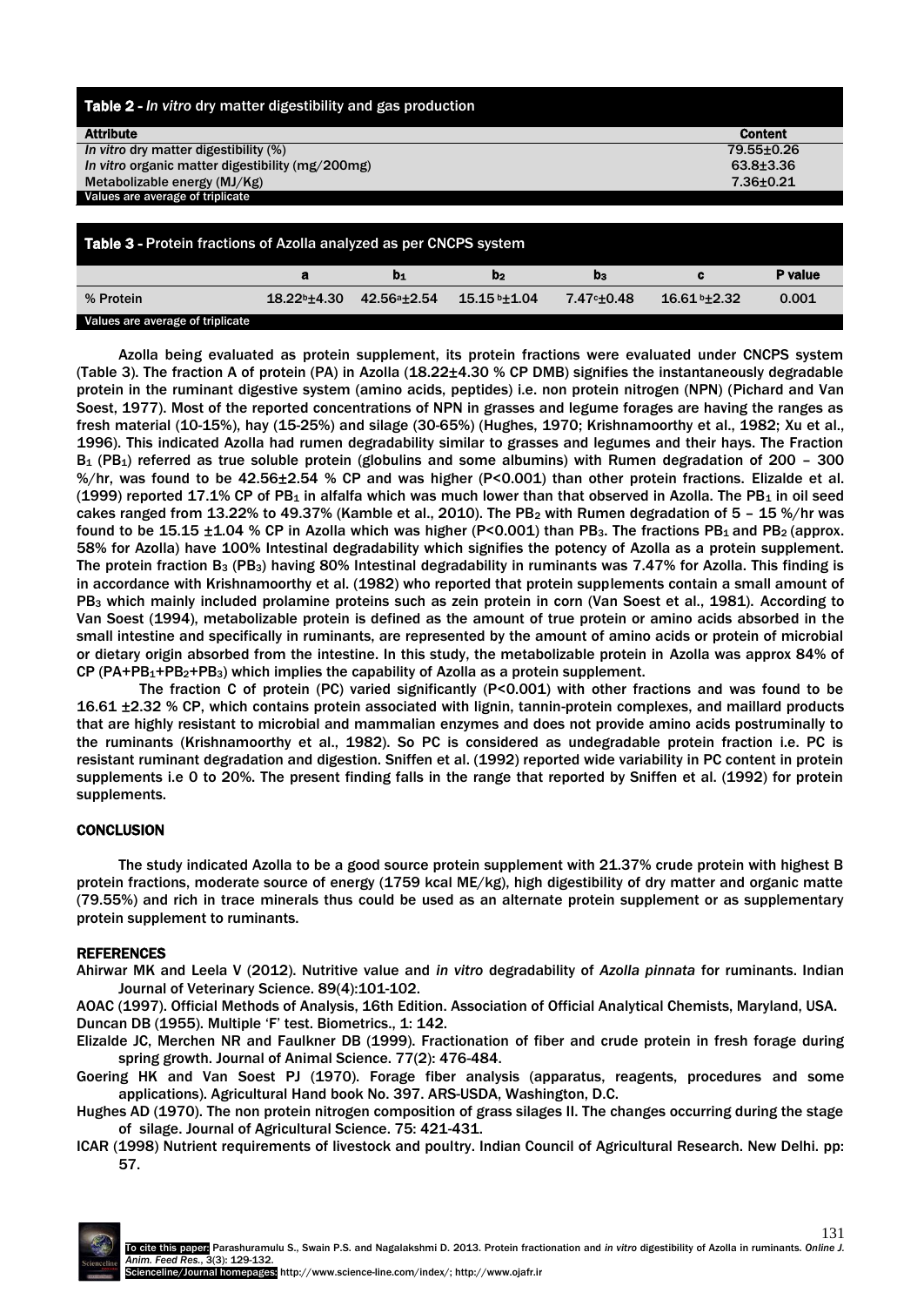**Table 2 -** *In vitro* dry matter digestibility and gas production

| Attribute | Content |
|---|---|
| *In vitro* dry matter digestibility (%) | 79.55±0.26 |
| *In vitro* organic matter digestibility (mg/200mg) | 63.8±3.36 |
| Metabolizable energy (MJ/Kg) | 7.36±0.21 |

Values are average of triplicate

**Table 3 -** Protein fractions of Azolla analyzed as per CNCPS system

| | a | $b_1$ | $b_2$ | $b_3$ | c | P value |
|---|---|---|---|---|---|---|
| % Protein | 18.22$^b$±4.30 | 42.56$^a$±2.54 | 15.15$^b$±1.04 | 7.47$^c$±0.48 | 16.61$^b$±2.32 | 0.001 |

Values are average of triplicate

Azolla being evaluated as protein supplement, its protein fractions were evaluated under CNCPS system (Table 3). The fraction A of protein (PA) in Azolla (18.22±4.30 % CP DMB) signifies the instantaneously degradable protein in the ruminant digestive system (amino acids, peptides) i.e. non protein nitrogen (NPN) (Pichard and Van Soest, 1977). Most of the reported concentrations of NPN in grasses and legume forages are having the ranges as fresh material (10-15%), hay (15-25%) and silage (30-65%) (Hughes, 1970; Krishnamoorthy et al., 1982; Xu et al., 1996). This indicated Azolla had rumen degradability similar to grasses and legumes and their hays. The Fraction $B_1$ ($PB_1$) referred as true soluble protein (globulins and some albumins) with Rumen degradation of 200 – 300 %/hr, was found to be 42.56±2.54 % CP and was higher (P<0.001) than other protein fractions. Elizalde et al. (1999) reported 17.1% CP of $PB_1$ in alfalfa which was much lower than that observed in Azolla. The $PB_1$ in oil seed cakes ranged from 13.22% to 49.37% (Kamble et al., 2010). The $PB_2$ with Rumen degradation of 5 – 15 %/hr was found to be 15.15 ±1.04 % CP in Azolla which was higher (P<0.001) than $PB_3$. The fractions $PB_1$ and $PB_2$ (approx. 58% for Azolla) have 100% Intestinal degradability which signifies the potency of Azolla as a protein supplement. The protein fraction $B_3$ ($PB_3$) having 80% Intestinal degradability in ruminants was 7.47% for Azolla. This finding is in accordance with Krishnamoorthy et al. (1982) who reported that protein supplements contain a small amount of $PB_3$ which mainly included prolamine proteins such as zein protein in corn (Van Soest et al., 1981). According to Van Soest (1994), metabolizable protein is defined as the amount of true protein or amino acids absorbed in the small intestine and specifically in ruminants, are represented by the amount of amino acids or protein of microbial or dietary origin absorbed from the intestine. In this study, the metabolizable protein in Azolla was approx 84% of CP ($PA+PB_1+PB_2+PB_3$) which implies the capability of Azolla as a protein supplement.

The fraction C of protein (PC) varied significantly (P<0.001) with other fractions and was found to be 16.61 ±2.32 % CP, which contains protein associated with lignin, tannin-protein complexes, and maillard products that are highly resistant to microbial and mammalian enzymes and does not provide amino acids postruminally to the ruminants (Krishnamoorthy et al., 1982). So PC is considered as undegradable protein fraction i.e. PC is resistant ruminant degradation and digestion. Sniffen et al. (1992) reported wide variability in PC content in protein supplements i.e 0 to 20%. The present finding falls in the range that reported by Sniffen et al. (1992) for protein supplements.

## CONCLUSION

The study indicated Azolla to be a good source protein supplement with 21.37% crude protein with highest B protein fractions, moderate source of energy (1759 kcal ME/kg), high digestibility of dry matter and organic matte (79.55%) and rich in trace minerals thus could be used as an alternate protein supplement or as supplementary protein supplement to ruminants.

## REFERENCES

Ahirwar MK and Leela V (2012). Nutritive value and *in vitro* degradability of *Azolla pinnata* for ruminants. Indian Journal of Veterinary Science. 89(4):101-102.

AOAC (1997). Official Methods of Analysis, 16th Edition. Association of Official Analytical Chemists, Maryland, USA.

Duncan DB (1955). Multiple 'F' test. Biometrics., 1: 142.

Elizalde JC, Merchen NR and Faulkner DB (1999). Fractionation of fiber and crude protein in fresh forage during spring growth. Journal of Animal Science. 77(2): 476-484.

Goering HK and Van Soest PJ (1970). Forage fiber analysis (apparatus, reagents, procedures and some applications). Agricultural Hand book No. 397. ARS-USDA, Washington, D.C.

Hughes AD (1970). The non protein nitrogen composition of grass silages II. The changes occurring during the stage of silage. Journal of Agricultural Science. 75: 421-431.

ICAR (1998) Nutrient requirements of livestock and poultry. Indian Council of Agricultural Research. New Delhi. pp: 57.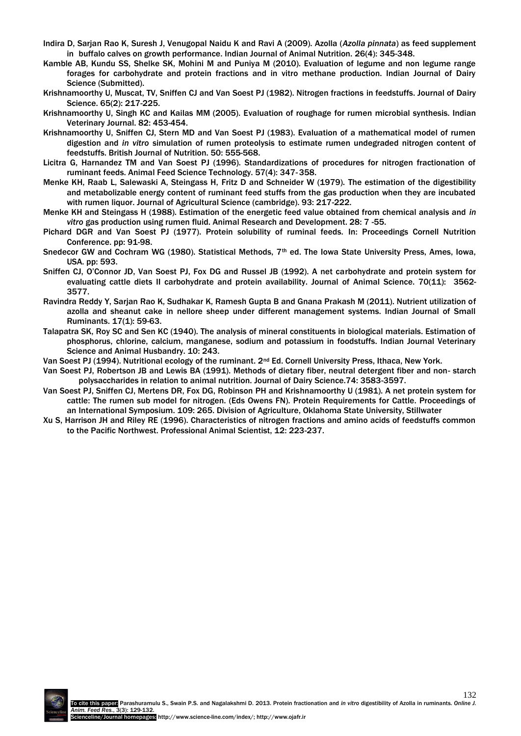Indira D, Sarjan Rao K, Suresh J, Venugopal Naidu K and Ravi A (2009). Azolla (*Azolla pinnata*) as feed supplement in buffalo calves on growth performance. Indian Journal of Animal Nutrition. 26(4): 345-348.

Kamble AB, Kundu SS, Shelke SK, Mohini M and Puniya M (2010). Evaluation of legume and non legume range forages for carbohydrate and protein fractions and in vitro methane production. Indian Journal of Dairy Science (Submitted).

Krishnamoorthy U, Muscat, TV, Sniffen CJ and Van Soest PJ (1982). Nitrogen fractions in feedstuffs. Journal of Dairy Science. 65(2): 217-225.

Krishnamoorthy U, Singh KC and Kailas MM (2005). Evaluation of roughage for rumen microbial synthesis. Indian Veterinary Journal. 82: 453-454.

Krishnamoorthy U, Sniffen CJ, Stern MD and Van Soest PJ (1983). Evaluation of a mathematical model of rumen digestion and *in vitro* simulation of rumen proteolysis to estimate rumen undegraded nitrogen content of feedstuffs. British Journal of Nutrition. 50: 555-568.

Licitra G, Harnandez TM and Van Soest PJ (1996). Standardizations of procedures for nitrogen fractionation of ruminant feeds. Animal Feed Science Technology. 57(4): 347-358.

Menke KH, Raab L, Salewaski A, Steingass H, Fritz D and Schneider W (1979). The estimation of the digestibility and metabolizable energy content of ruminant feed stuffs from the gas production when they are incubated with rumen liquor. Journal of Agricultural Science (cambridge). 93: 217-222.

Menke KH and Steingass H (1988). Estimation of the energetic feed value obtained from chemical analysis and *in vitro* gas production using rumen fluid. Animal Research and Development. 28: 7 -55.

Pichard DGR and Van Soest PJ (1977). Protein solubility of ruminal feeds. In: Proceedings Cornell Nutrition Conference. pp: 91-98.

Snedecor GW and Cochram WG (1980). Statistical Methods, 7th ed. The Iowa State University Press, Ames, Iowa, USA. pp: 593.

Sniffen CJ, O'Connor JD, Van Soest PJ, Fox DG and Russel JB (1992). A net carbohydrate and protein system for evaluating cattle diets II carbohydrate and protein availability. Journal of Animal Science. 70(11): 3562-3577.

Ravindra Reddy Y, Sarjan Rao K, Sudhakar K, Ramesh Gupta B and Gnana Prakash M (2011). Nutrient utilization of azolla and sheanut cake in nellore sheep under different management systems. Indian Journal of Small Ruminants. 17(1): 59-63.

Talapatra SK, Roy SC and Sen KC (1940). The analysis of mineral constituents in biological materials. Estimation of phosphorus, chlorine, calcium, manganese, sodium and potassium in foodstuffs. Indian Journal Veterinary Science and Animal Husbandry. 10: 243.

Van Soest PJ (1994). Nutritional ecology of the ruminant. 2nd Ed. Cornell University Press, Ithaca, New York.

Van Soest PJ, Robertson JB and Lewis BA (1991). Methods of dietary fiber, neutral detergent fiber and non- starch polysaccharides in relation to animal nutrition. Journal of Dairy Science.74: 3583-3597.

Van Soest PJ, Sniffen CJ, Mertens DR, Fox DG, Robinson PH and Krishnamoorthy U (1981). A net protein system for cattle: The rumen sub model for nitrogen. (Eds Owens FN). Protein Requirements for Cattle. Proceedings of an International Symposium. 109: 265. Division of Agriculture, Oklahoma State University, Stillwater

Xu S, Harrison JH and Riley RE (1996). Characteristics of nitrogen fractions and amino acids of feedstuffs common to the Pacific Northwest. Professional Animal Scientist, 12: 223-237.